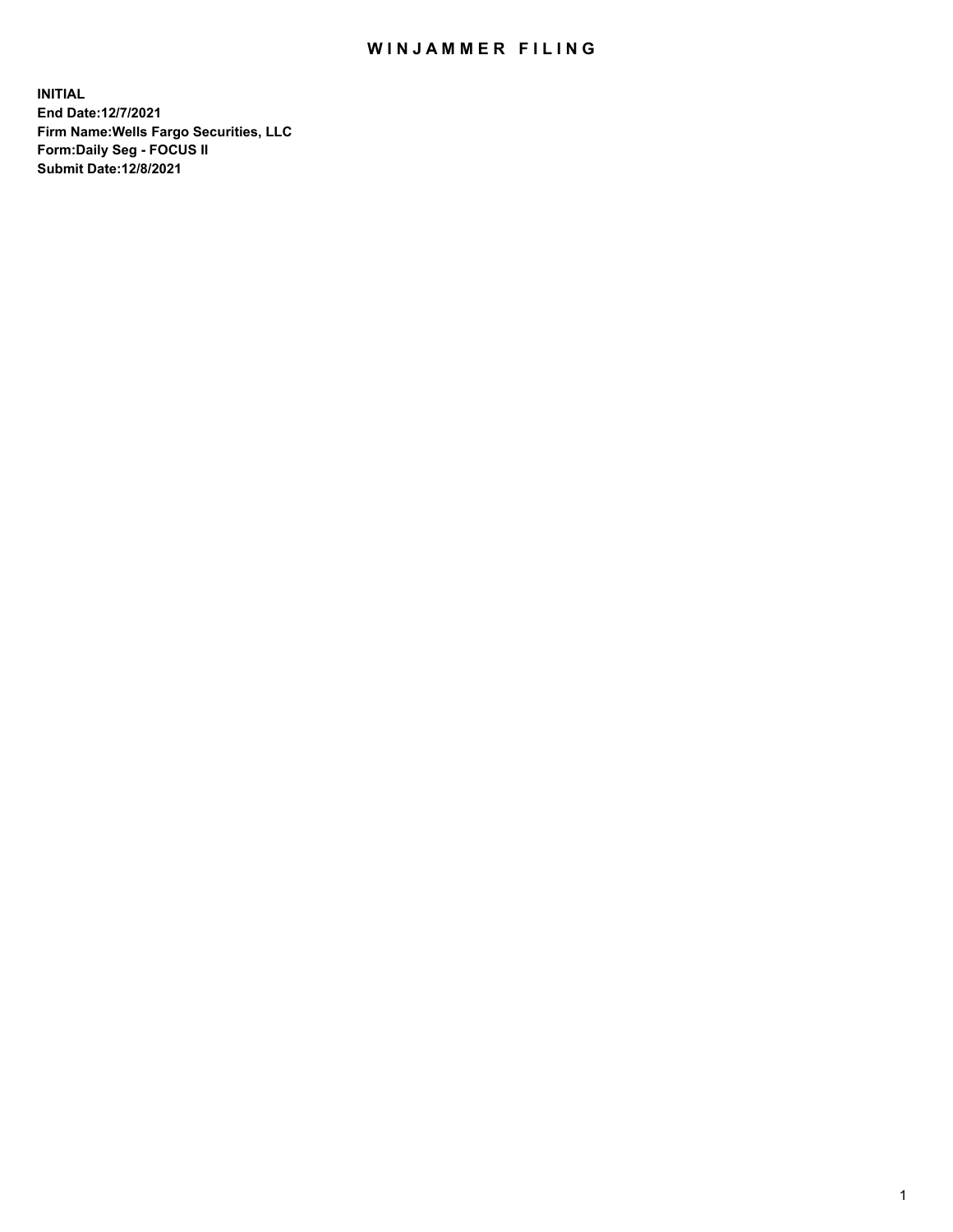# WINJAMMER FILING

**INITIAL**
**End Date:12/7/2021**
**Firm Name:Wells Fargo Securities, LLC**
**Form:Daily Seg - FOCUS II**
**Submit Date:12/8/2021**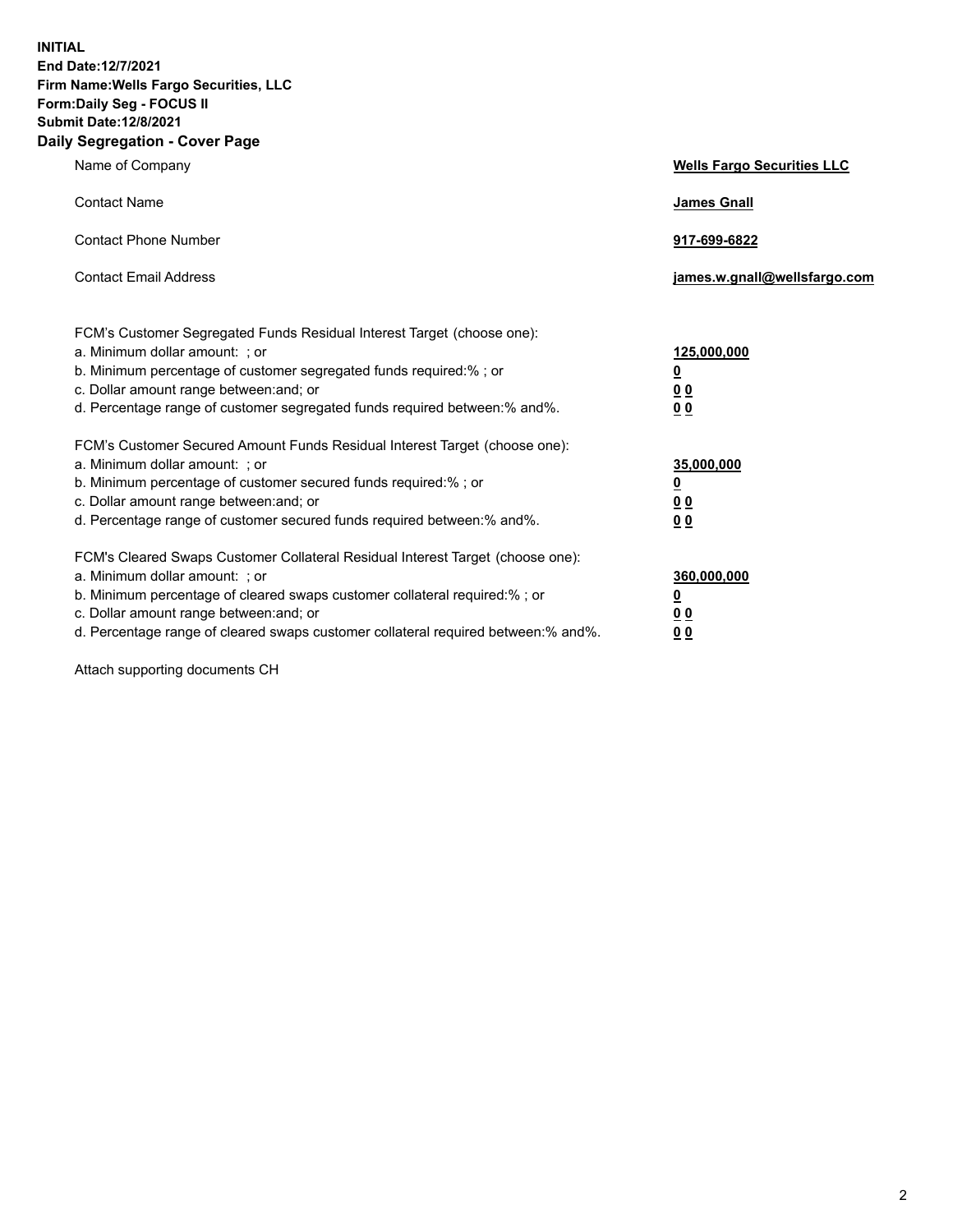**INITIAL**
**End Date:12/7/2021**
**Firm Name:Wells Fargo Securities, LLC**
**Form:Daily Seg - FOCUS II**
**Submit Date:12/8/2021**

## Daily Segregation - Cover Page

| | |
|---|---|
| Name of Company | **Wells Fargo Securities LLC** |
| Contact Name | **James Gnall** |
| Contact Phone Number | **917-699-6822** |
| Contact Email Address | **james.w.gnall@wellsfargo.com** |

| | |
|---|---|
| FCM's Customer Segregated Funds Residual Interest Target (choose one): | |
| a. Minimum dollar amount: ; or | **125,000,000** |
| b. Minimum percentage of customer segregated funds required:% ; or | **0** |
| c. Dollar amount range between:and; or | **0 0** |
| d. Percentage range of customer segregated funds required between:% and%. | **0 0** |
| FCM's Customer Secured Amount Funds Residual Interest Target (choose one): | |
| a. Minimum dollar amount: ; or | **35,000,000** |
| b. Minimum percentage of customer secured funds required:% ; or | **0** |
| c. Dollar amount range between:and; or | **0 0** |
| d. Percentage range of customer secured funds required between:% and%. | **0 0** |
| FCM's Cleared Swaps Customer Collateral Residual Interest Target (choose one): | |
| a. Minimum dollar amount: ; or | **360,000,000** |
| b. Minimum percentage of cleared swaps customer collateral required:% ; or | **0** |
| c. Dollar amount range between:and; or | **0 0** |
| d. Percentage range of cleared swaps customer collateral required between:% and%. | **0 0** |

Attach supporting documents CH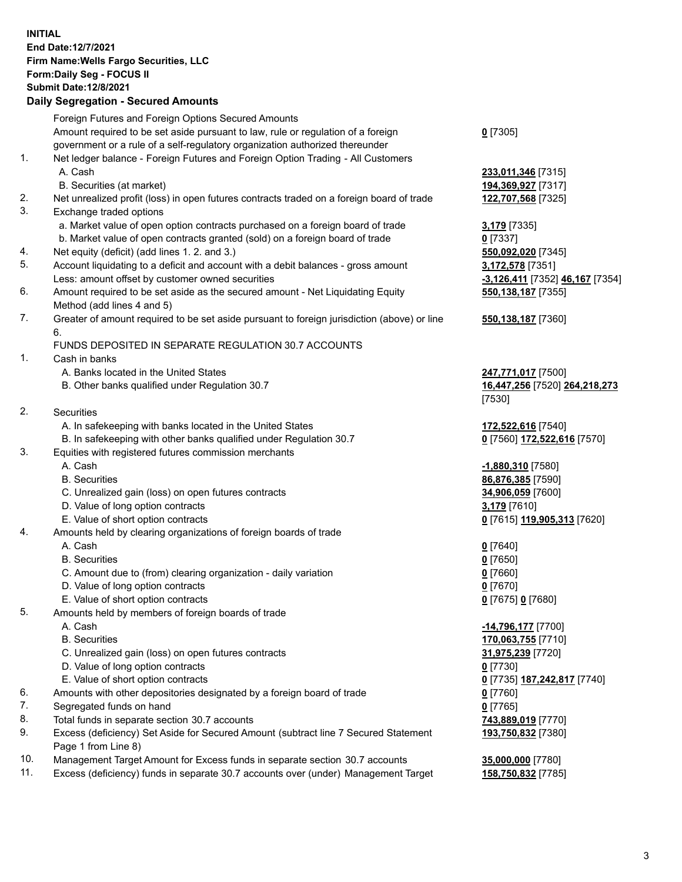**INITIAL**
**End Date:12/7/2021**
**Firm Name:Wells Fargo Securities, LLC**
**Form:Daily Seg - FOCUS II**
**Submit Date:12/8/2021**

## Daily Segregation - Secured Amounts

| | | |
|---|---|---|
| | Foreign Futures and Foreign Options Secured Amounts | |
| | Amount required to be set aside pursuant to law, rule or regulation of a foreign government or a rule of a self-regulatory organization authorized thereunder | **0** [7305] |
| 1. | Net ledger balance - Foreign Futures and Foreign Option Trading - All Customers | |
| | A. Cash | **233,011,346** [7315] |
| | B. Securities (at market) | **194,369,927** [7317] |
| 2. | Net unrealized profit (loss) in open futures contracts traded on a foreign board of trade | **122,707,568** [7325] |
| 3. | Exchange traded options | |
| | a. Market value of open option contracts purchased on a foreign board of trade | **3,179** [7335] |
| | b. Market value of open contracts granted (sold) on a foreign board of trade | **0** [7337] |
| 4. | Net equity (deficit) (add lines 1. 2. and 3.) | **550,092,020** [7345] |
| 5. | Account liquidating to a deficit and account with a debit balances - gross amount | **3,172,578** [7351] |
| | Less: amount offset by customer owned securities | **-3,126,411** [7352] **46,167** [7354] |
| 6. | Amount required to be set aside as the secured amount - Net Liquidating Equity Method (add lines 4 and 5) | **550,138,187** [7355] |
| 7. | Greater of amount required to be set aside pursuant to foreign jurisdiction (above) or line 6. | **550,138,187** [7360] |
| | FUNDS DEPOSITED IN SEPARATE REGULATION 30.7 ACCOUNTS | |
| 1. | Cash in banks | |
| | A. Banks located in the United States | **247,771,017** [7500] |
| | B. Other banks qualified under Regulation 30.7 | **16,447,256** [7520] **264,218,273** [7530] |
| 2. | Securities | |
| | A. In safekeeping with banks located in the United States | **172,522,616** [7540] |
| | B. In safekeeping with other banks qualified under Regulation 30.7 | **0** [7560] **172,522,616** [7570] |
| 3. | Equities with registered futures commission merchants | |
| | A. Cash | **-1,880,310** [7580] |
| | B. Securities | **86,876,385** [7590] |
| | C. Unrealized gain (loss) on open futures contracts | **34,906,059** [7600] |
| | D. Value of long option contracts | **3,179** [7610] |
| | E. Value of short option contracts | **0** [7615] **119,905,313** [7620] |
| 4. | Amounts held by clearing organizations of foreign boards of trade | |
| | A. Cash | **0** [7640] |
| | B. Securities | **0** [7650] |
| | C. Amount due to (from) clearing organization - daily variation | **0** [7660] |
| | D. Value of long option contracts | **0** [7670] |
| | E. Value of short option contracts | **0** [7675] **0** [7680] |
| 5. | Amounts held by members of foreign boards of trade | |
| | A. Cash | **-14,796,177** [7700] |
| | B. Securities | **170,063,755** [7710] |
| | C. Unrealized gain (loss) on open futures contracts | **31,975,239** [7720] |
| | D. Value of long option contracts | **0** [7730] |
| | E. Value of short option contracts | **0** [7735] **187,242,817** [7740] |
| 6. | Amounts with other depositories designated by a foreign board of trade | **0** [7760] |
| 7. | Segregated funds on hand | **0** [7765] |
| 8. | Total funds in separate section 30.7 accounts | **743,889,019** [7770] |
| 9. | Excess (deficiency) Set Aside for Secured Amount (subtract line 7 Secured Statement Page 1 from Line 8) | **193,750,832** [7380] |
| 10. | Management Target Amount for Excess funds in separate section 30.7 accounts | **35,000,000** [7780] |
| 11. | Excess (deficiency) funds in separate 30.7 accounts over (under) Management Target | **158,750,832** [7785] |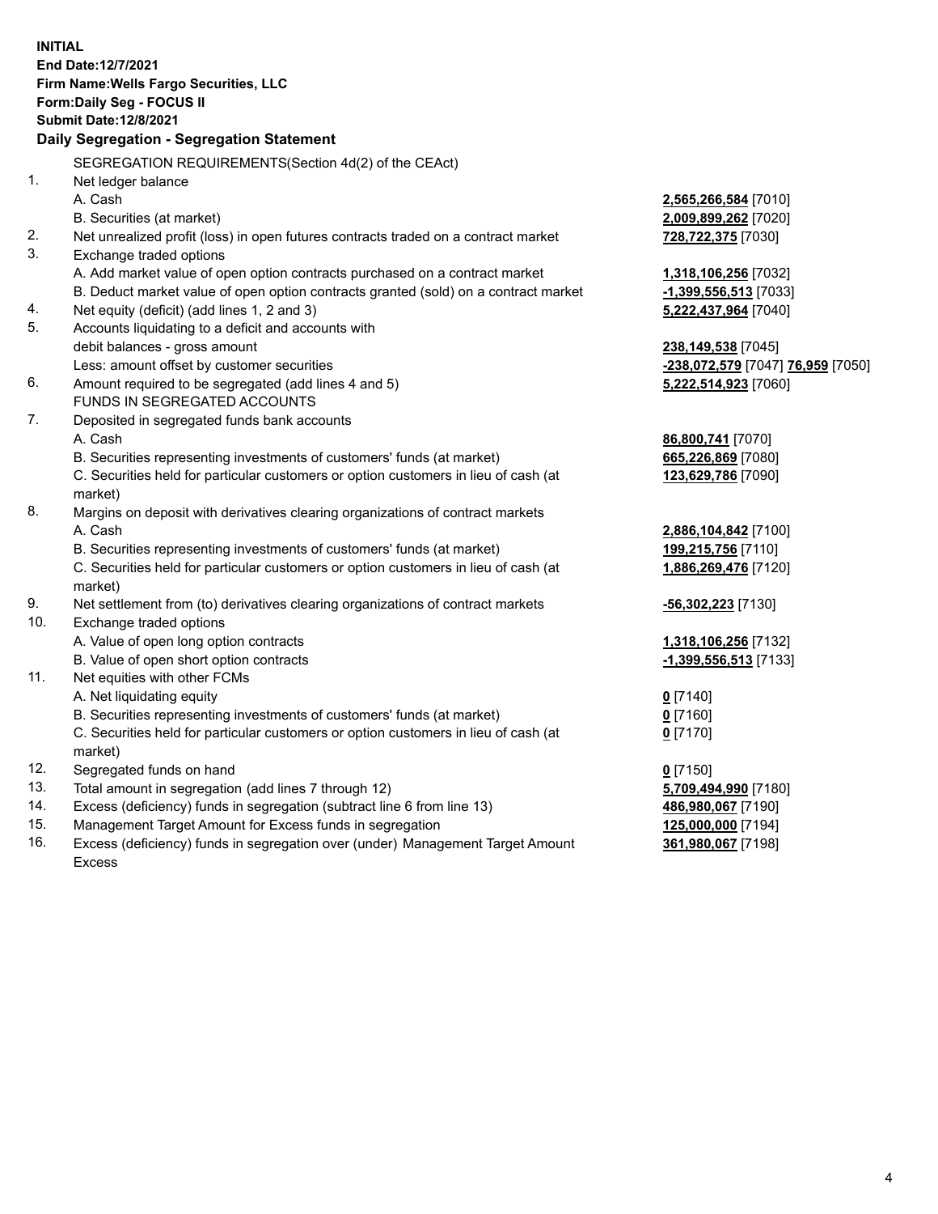**INITIAL**
**End Date:12/7/2021**
**Firm Name:Wells Fargo Securities, LLC**
**Form:Daily Seg - FOCUS II**
**Submit Date:12/8/2021**

**Daily Segregation - Segregation Statement**

SEGREGATION REQUIREMENTS(Section 4d(2) of the CEAct)

| | | |
|---|---|---|
| 1. | Net ledger balance | |
| | A. Cash | **2,565,266,584** [7010] |
| | B. Securities (at market) | **2,009,899,262** [7020] |
| 2. | Net unrealized profit (loss) in open futures contracts traded on a contract market | **728,722,375** [7030] |
| 3. | Exchange traded options | |
| | A. Add market value of open option contracts purchased on a contract market | **1,318,106,256** [7032] |
| | B. Deduct market value of open option contracts granted (sold) on a contract market | **-1,399,556,513** [7033] |
| 4. | Net equity (deficit) (add lines 1, 2 and 3) | **5,222,437,964** [7040] |
| 5. | Accounts liquidating to a deficit and accounts with debit balances - gross amount | **238,149,538** [7045] |
| | Less: amount offset by customer securities | **-238,072,579** [7047] **76,959** [7050] |
| 6. | Amount required to be segregated (add lines 4 and 5) | **5,222,514,923** [7060] |
| | FUNDS IN SEGREGATED ACCOUNTS | |
| 7. | Deposited in segregated funds bank accounts | |
| | A. Cash | **86,800,741** [7070] |
| | B. Securities representing investments of customers' funds (at market) | **665,226,869** [7080] |
| | C. Securities held for particular customers or option customers in lieu of cash (at market) | **123,629,786** [7090] |
| 8. | Margins on deposit with derivatives clearing organizations of contract markets | |
| | A. Cash | **2,886,104,842** [7100] |
| | B. Securities representing investments of customers' funds (at market) | **199,215,756** [7110] |
| | C. Securities held for particular customers or option customers in lieu of cash (at market) | **1,886,269,476** [7120] |
| 9. | Net settlement from (to) derivatives clearing organizations of contract markets | **-56,302,223** [7130] |
| 10. | Exchange traded options | |
| | A. Value of open long option contracts | **1,318,106,256** [7132] |
| | B. Value of open short option contracts | **-1,399,556,513** [7133] |
| 11. | Net equities with other FCMs | |
| | A. Net liquidating equity | **0** [7140] |
| | B. Securities representing investments of customers' funds (at market) | **0** [7160] |
| | C. Securities held for particular customers or option customers in lieu of cash (at market) | **0** [7170] |
| 12. | Segregated funds on hand | **0** [7150] |
| 13. | Total amount in segregation (add lines 7 through 12) | **5,709,494,990** [7180] |
| 14. | Excess (deficiency) funds in segregation (subtract line 6 from line 13) | **486,980,067** [7190] |
| 15. | Management Target Amount for Excess funds in segregation | **125,000,000** [7194] |
| 16. | Excess (deficiency) funds in segregation over (under) Management Target Amount Excess | **361,980,067** [7198] |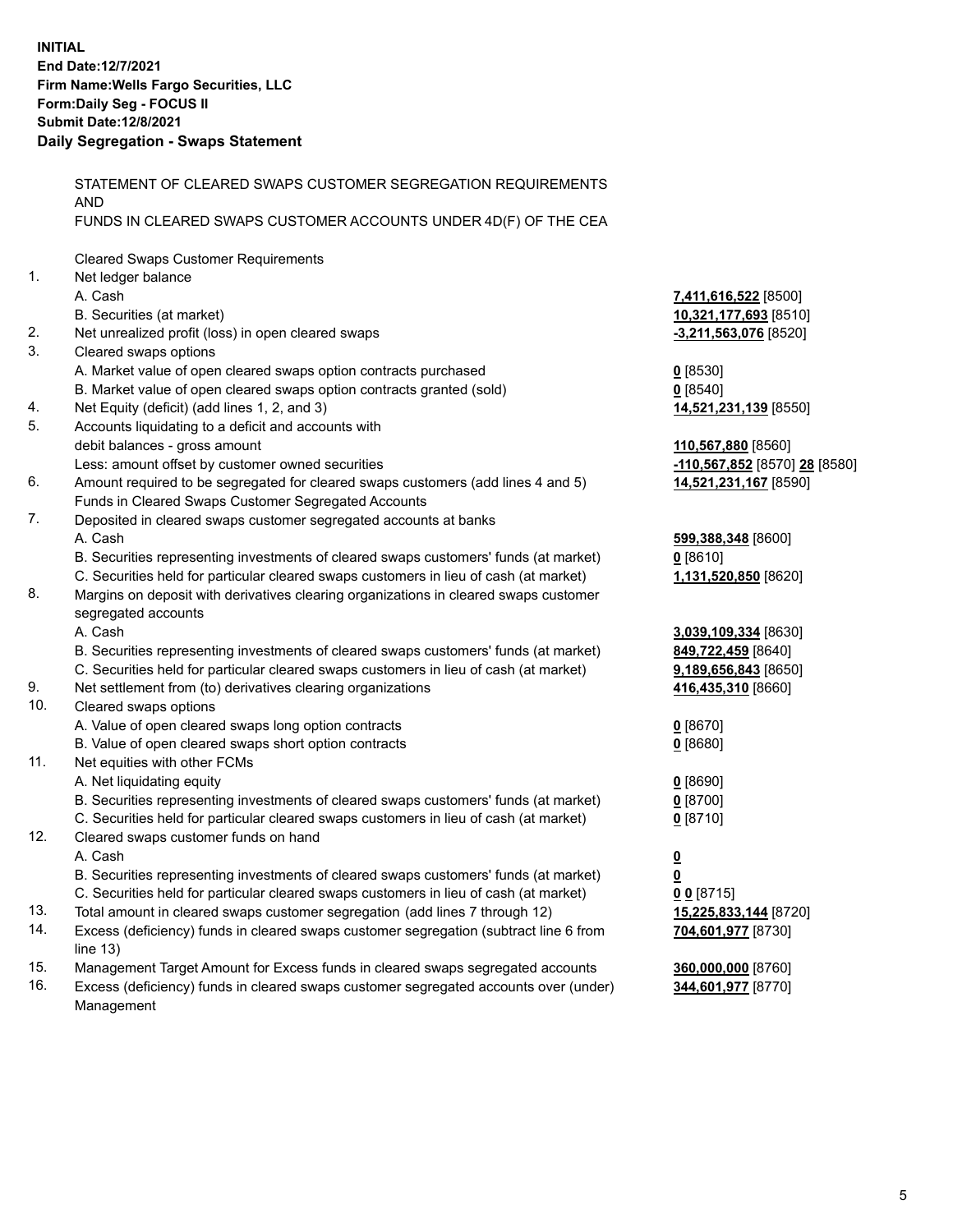**INITIAL**
**End Date:12/7/2021**
**Firm Name:Wells Fargo Securities, LLC**
**Form:Daily Seg - FOCUS II**
**Submit Date:12/8/2021**
**Daily Segregation - Swaps Statement**

STATEMENT OF CLEARED SWAPS CUSTOMER SEGREGATION REQUIREMENTS AND FUNDS IN CLEARED SWAPS CUSTOMER ACCOUNTS UNDER 4D(F) OF THE CEA

| | | |
|---|---|---|
| | Cleared Swaps Customer Requirements | |
| 1. | Net ledger balance | |
| | A. Cash | **7,411,616,522** [8500] |
| | B. Securities (at market) | **10,321,177,693** [8510] |
| 2. | Net unrealized profit (loss) in open cleared swaps | **-3,211,563,076** [8520] |
| 3. | Cleared swaps options | |
| | A. Market value of open cleared swaps option contracts purchased | **0** [8530] |
| | B. Market value of open cleared swaps option contracts granted (sold) | **0** [8540] |
| 4. | Net Equity (deficit) (add lines 1, 2, and 3) | **14,521,231,139** [8550] |
| 5. | Accounts liquidating to a deficit and accounts with debit balances - gross amount | **110,567,880** [8560] |
| | Less: amount offset by customer owned securities | **-110,567,852** [8570] **28** [8580] |
| 6. | Amount required to be segregated for cleared swaps customers (add lines 4 and 5) | **14,521,231,167** [8590] |
| | Funds in Cleared Swaps Customer Segregated Accounts | |
| 7. | Deposited in cleared swaps customer segregated accounts at banks | |
| | A. Cash | **599,388,348** [8600] |
| | B. Securities representing investments of cleared swaps customers' funds (at market) | **0** [8610] |
| | C. Securities held for particular cleared swaps customers in lieu of cash (at market) | **1,131,520,850** [8620] |
| 8. | Margins on deposit with derivatives clearing organizations in cleared swaps customer segregated accounts | |
| | A. Cash | **3,039,109,334** [8630] |
| | B. Securities representing investments of cleared swaps customers' funds (at market) | **849,722,459** [8640] |
| | C. Securities held for particular cleared swaps customers in lieu of cash (at market) | **9,189,656,843** [8650] |
| 9. | Net settlement from (to) derivatives clearing organizations | **416,435,310** [8660] |
| 10. | Cleared swaps options | |
| | A. Value of open cleared swaps long option contracts | **0** [8670] |
| | B. Value of open cleared swaps short option contracts | **0** [8680] |
| 11. | Net equities with other FCMs | |
| | A. Net liquidating equity | **0** [8690] |
| | B. Securities representing investments of cleared swaps customers' funds (at market) | **0** [8700] |
| | C. Securities held for particular cleared swaps customers in lieu of cash (at market) | **0** [8710] |
| 12. | Cleared swaps customer funds on hand | |
| | A. Cash | **0** |
| | B. Securities representing investments of cleared swaps customers' funds (at market) | **0** |
| | C. Securities held for particular cleared swaps customers in lieu of cash (at market) | **0** **0** [8715] |
| 13. | Total amount in cleared swaps customer segregation (add lines 7 through 12) | **15,225,833,144** [8720] |
| 14. | Excess (deficiency) funds in cleared swaps customer segregation (subtract line 6 from line 13) | **704,601,977** [8730] |
| 15. | Management Target Amount for Excess funds in cleared swaps segregated accounts | **360,000,000** [8760] |
| 16. | Excess (deficiency) funds in cleared swaps customer segregated accounts over (under) Management | **344,601,977** [8770] |